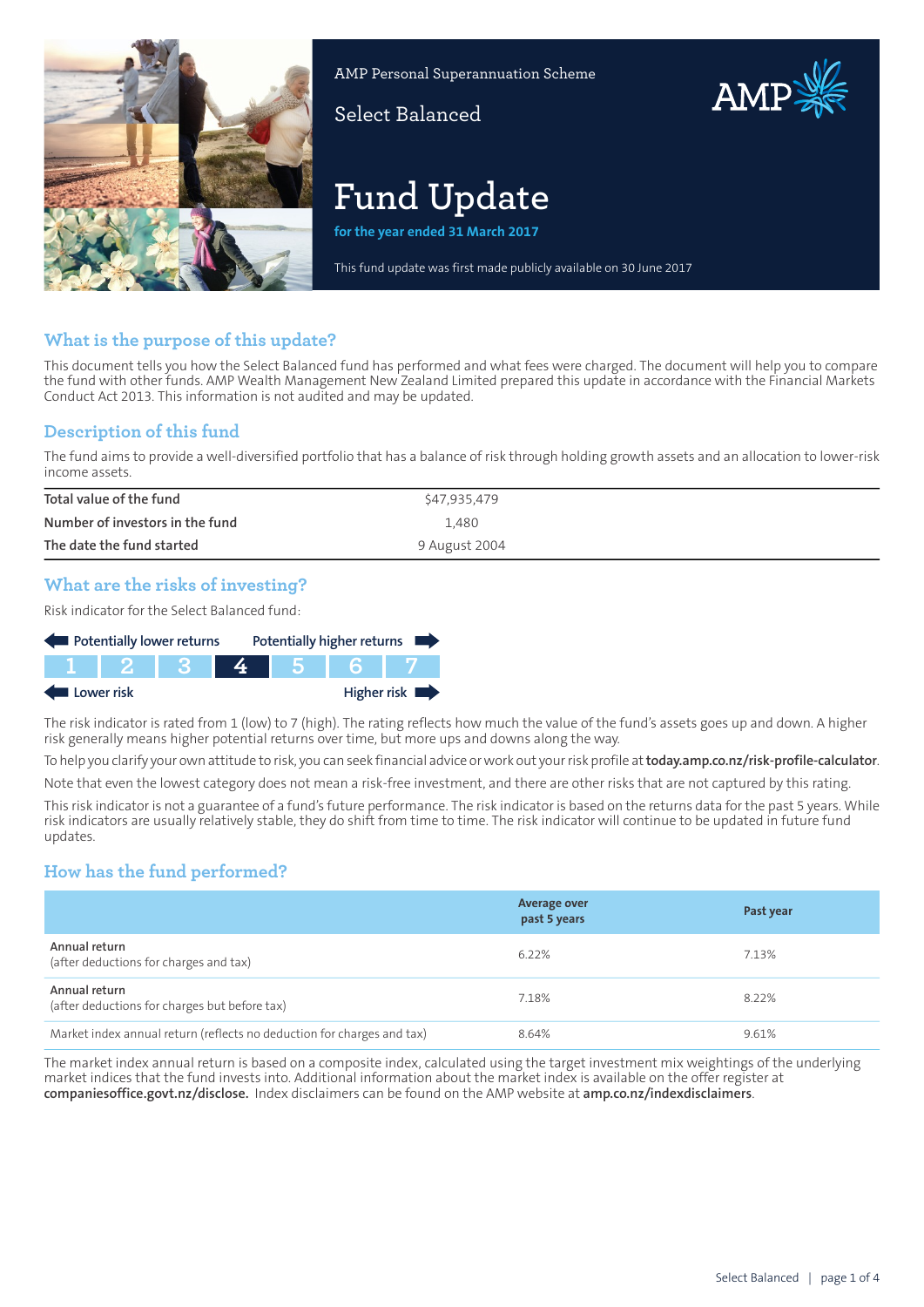AMP Personal Superannuation Scheme

Select Balanced

# Fund Update

**for the year ended 31 March 2017**

This fund update was first made publicly available on 30 June 2017

## What is the purpose of this update?

This document tells you how the Select Balanced fund has performed and what fees were charged. The document will help you to compare the fund with other funds. AMP Wealth Management New Zealand Limited prepared this update in accordance with the Financial Markets Conduct Act 2013. This information is not audited and may be updated.

## Description of this fund

The fund aims to provide a well-diversified portfolio that has a balance of risk through holding growth assets and an allocation to lower-risk income assets.

| | |
|---|---|
| Total value of the fund | $47,935,479 |
| Number of investors in the fund | 1,480 |
| The date the fund started | 9 August 2004 |

## What are the risks of investing?

Risk indicator for the Select Balanced fund:

Potentially lower returns ← → Potentially higher returns

| 1 | 2 | 3 | **4** | 5 | 6 | 7 |
|---|---|---|---|---|---|---|

Lower risk ← → Higher risk

The risk indicator is rated from 1 (low) to 7 (high). The rating reflects how much the value of the fund's assets goes up and down. A higher risk generally means higher potential returns over time, but more ups and downs along the way.

To help you clarify your own attitude to risk, you can seek financial advice or work out your risk profile at **today.amp.co.nz/risk-profile-calculator**.

Note that even the lowest category does not mean a risk-free investment, and there are other risks that are not captured by this rating.

This risk indicator is not a guarantee of a fund's future performance. The risk indicator is based on the returns data for the past 5 years. While risk indicators are usually relatively stable, they do shift from time to time. The risk indicator will continue to be updated in future fund updates.

## How has the fund performed?

| | Average over past 5 years | Past year |
|---|---|---|
| Annual return (after deductions for charges and tax) | 6.22% | 7.13% |
| Annual return (after deductions for charges but before tax) | 7.18% | 8.22% |
| Market index annual return (reflects no deduction for charges and tax) | 8.64% | 9.61% |

The market index annual return is based on a composite index, calculated using the target investment mix weightings of the underlying market indices that the fund invests into. Additional information about the market index is available on the offer register at **companiesoffice.govt.nz/disclose.** Index disclaimers can be found on the AMP website at **amp.co.nz/indexdisclaimers**.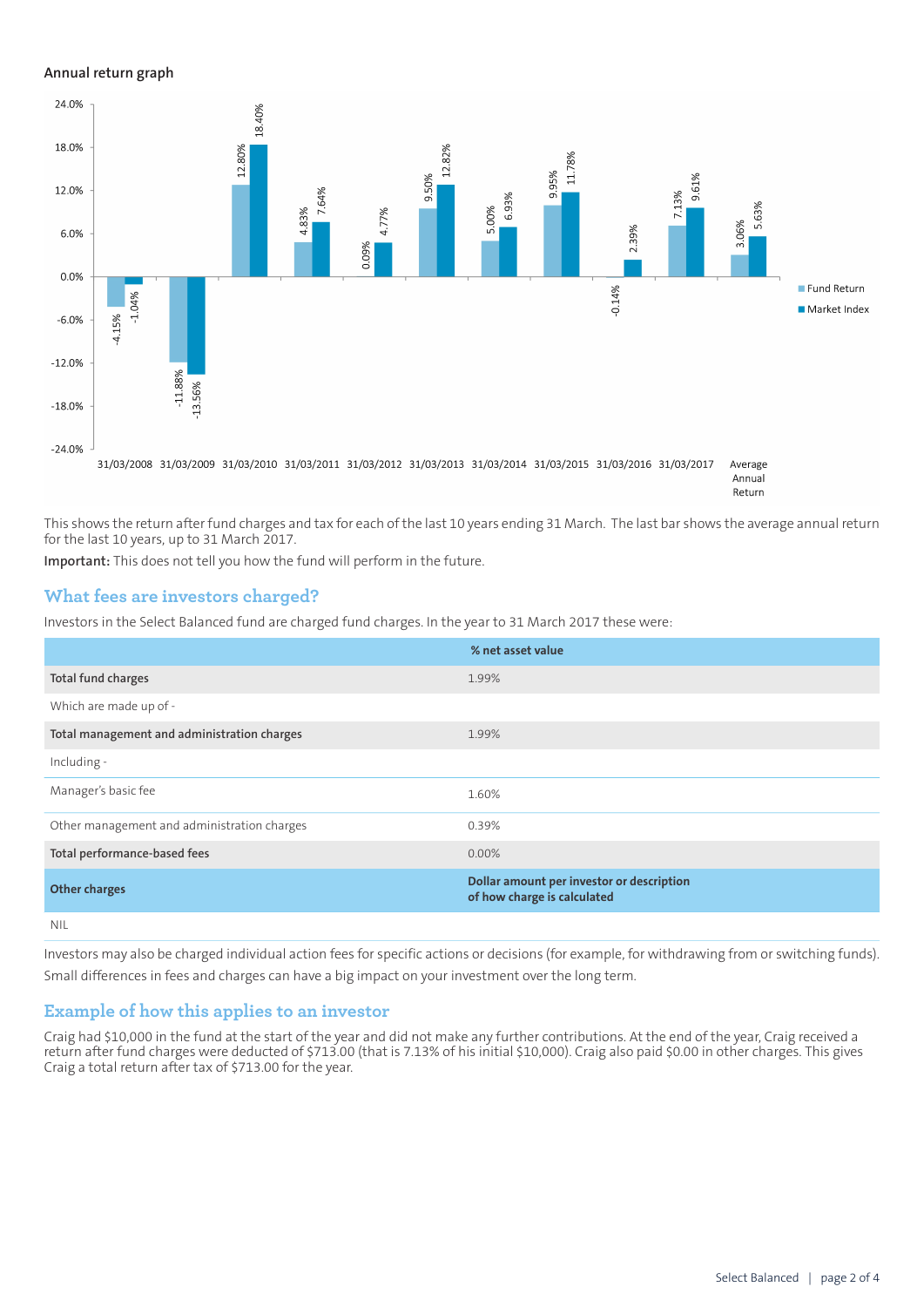**Annual return graph**

| Year | Fund Return | Market Index |
|---|---|---|
| 31/03/2008 | -4.15% | -1.04% |
| 31/03/2009 | -11.88% | -13.56% |
| 31/03/2010 | 12.80% | 18.40% |
| 31/03/2011 | 4.83% | 7.64% |
| 31/03/2012 | 0.09% | 4.77% |
| 31/03/2013 | 9.50% | 12.82% |
| 31/03/2014 | 5.00% | 6.93% |
| 31/03/2015 | 9.95% | 11.78% |
| 31/03/2016 | -0.14% | 2.39% |
| 31/03/2017 | 7.13% | 9.61% |
| Average Annual Return | 3.06% | 5.63% |

This shows the return after fund charges and tax for each of the last 10 years ending 31 March. The last bar shows the average annual return for the last 10 years, up to 31 March 2017.

**Important:** This does not tell you how the fund will perform in the future.

## What fees are investors charged?

Investors in the Select Balanced fund are charged fund charges. In the year to 31 March 2017 these were:

| | % net asset value |
|---|---|
| **Total fund charges** | 1.99% |
| Which are made up of - | |
| **Total management and administration charges** | 1.99% |
| Including - | |
| Manager's basic fee | 1.60% |
| Other management and administration charges | 0.39% |
| **Total performance-based fees** | 0.00% |
| **Other charges** | **Dollar amount per investor or description of how charge is calculated** |
| NIL | |

Investors may also be charged individual action fees for specific actions or decisions (for example, for withdrawing from or switching funds). Small differences in fees and charges can have a big impact on your investment over the long term.

## Example of how this applies to an investor

Craig had $10,000 in the fund at the start of the year and did not make any further contributions. At the end of the year, Craig received a return after fund charges were deducted of $713.00 (that is 7.13% of his initial $10,000). Craig also paid $0.00 in other charges. This gives Craig a total return after tax of $713.00 for the year.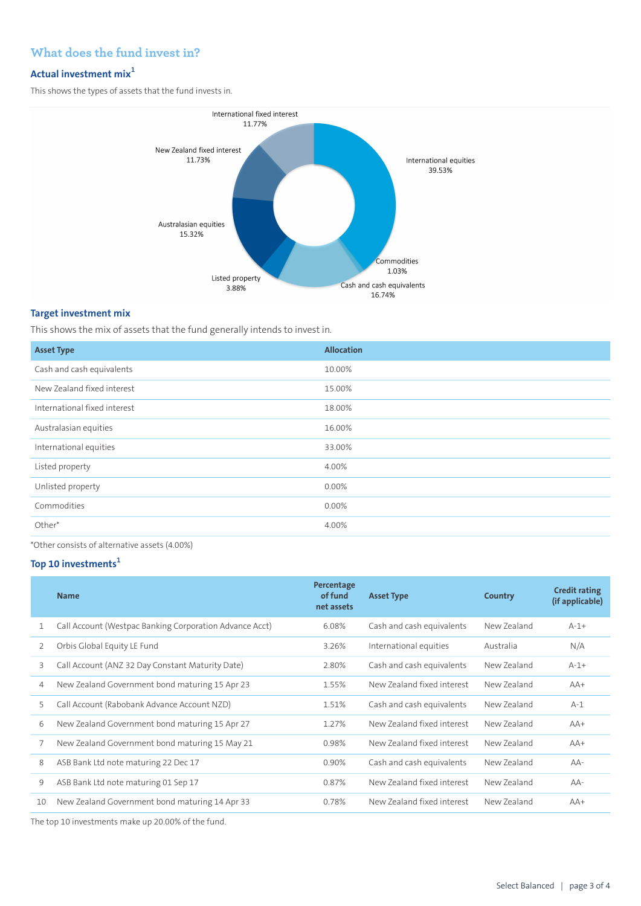## What does the fund invest in?

### Actual investment mix[1]

This shows the types of assets that the fund invests in.

International fixed interest 11.77%

New Zealand fixed interest 11.73%

Australasian equities 15.32%

Listed property 3.88%

International equities 39.53%

Commodities 1.03%

Cash and cash equivalents 16.74%

### Target investment mix

This shows the mix of assets that the fund generally intends to invest in.

| Asset Type | Allocation |
|---|---|
| Cash and cash equivalents | 10.00% |
| New Zealand fixed interest | 15.00% |
| International fixed interest | 18.00% |
| Australasian equities | 16.00% |
| International equities | 33.00% |
| Listed property | 4.00% |
| Unlisted property | 0.00% |
| Commodities | 0.00% |
| Other* | 4.00% |

*Other consists of alternative assets (4.00%)

### Top 10 investments[1]

| | Name | Percentage of fund net assets | Asset Type | Country | Credit rating (if applicable) |
|---|---|---|---|---|---|
| 1 | Call Account (Westpac Banking Corporation Advance Acct) | 6.08% | Cash and cash equivalents | New Zealand | A-1+ |
| 2 | Orbis Global Equity LE Fund | 3.26% | International equities | Australia | N/A |
| 3 | Call Account (ANZ 32 Day Constant Maturity Date) | 2.80% | Cash and cash equivalents | New Zealand | A-1+ |
| 4 | New Zealand Government bond maturing 15 Apr 23 | 1.55% | New Zealand fixed interest | New Zealand | AA+ |
| 5 | Call Account (Rabobank Advance Account NZD) | 1.51% | Cash and cash equivalents | New Zealand | A-1 |
| 6 | New Zealand Government bond maturing 15 Apr 27 | 1.27% | New Zealand fixed interest | New Zealand | AA+ |
| 7 | New Zealand Government bond maturing 15 May 21 | 0.98% | New Zealand fixed interest | New Zealand | AA+ |
| 8 | ASB Bank Ltd note maturing 22 Dec 17 | 0.90% | Cash and cash equivalents | New Zealand | AA- |
| 9 | ASB Bank Ltd note maturing 01 Sep 17 | 0.87% | New Zealand fixed interest | New Zealand | AA- |
| 10 | New Zealand Government bond maturing 14 Apr 33 | 0.78% | New Zealand fixed interest | New Zealand | AA+ |

The top 10 investments make up 20.00% of the fund.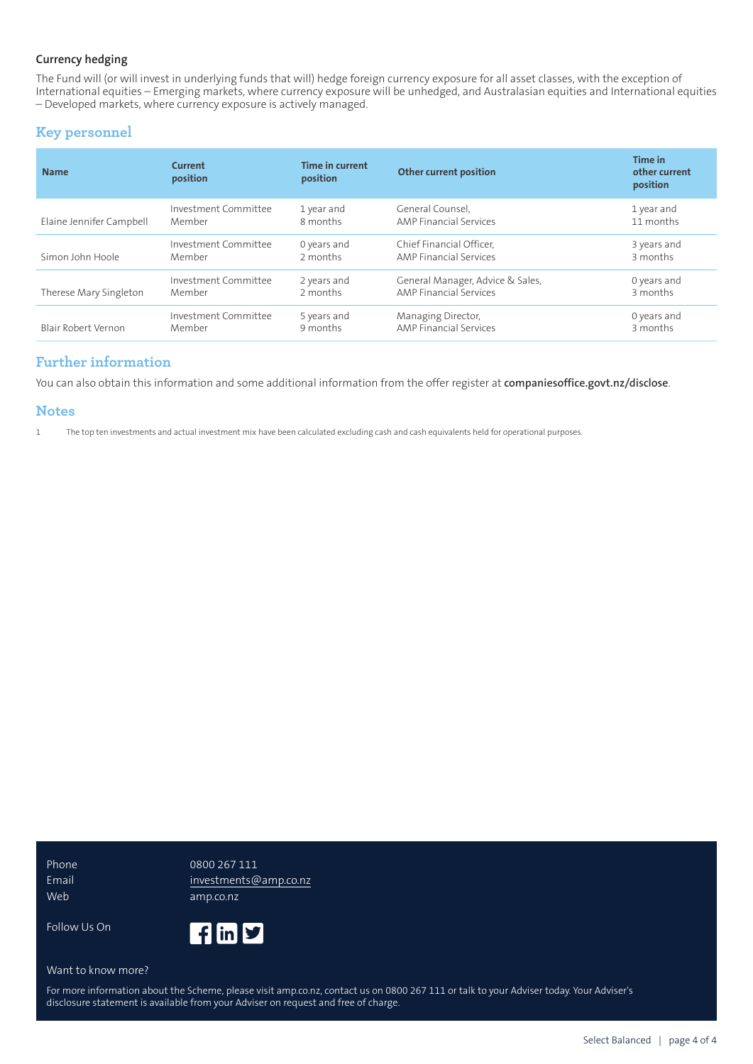### Currency hedging

The Fund will (or will invest in underlying funds that will) hedge foreign currency exposure for all asset classes, with the exception of International equities – Emerging markets, where currency exposure will be unhedged, and Australasian equities and International equities – Developed markets, where currency exposure is actively managed.

## Key personnel

| Name | Current position | Time in current position | Other current position | Time in other current position |
|---|---|---|---|---|
| Elaine Jennifer Campbell | Investment Committee Member | 1 year and 8 months | General Counsel, AMP Financial Services | 1 year and 11 months |
| Simon John Hoole | Investment Committee Member | 0 years and 2 months | Chief Financial Officer, AMP Financial Services | 3 years and 3 months |
| Therese Mary Singleton | Investment Committee Member | 2 years and 2 months | General Manager, Advice & Sales, AMP Financial Services | 0 years and 3 months |
| Blair Robert Vernon | Investment Committee Member | 5 years and 9 months | Managing Director, AMP Financial Services | 0 years and 3 months |

## Further information

You can also obtain this information and some additional information from the offer register at **companiesoffice.govt.nz/disclose**.

## Notes

1 The top ten investments and actual investment mix have been calculated excluding cash and cash equivalents held for operational purposes.

Phone 0800 267 111
Email investments@amp.co.nz
Web amp.co.nz

Follow Us On

Want to know more?

For more information about the Scheme, please visit amp.co.nz, contact us on 0800 267 111 or talk to your Adviser today. Your Adviser's disclosure statement is available from your Adviser on request and free of charge.